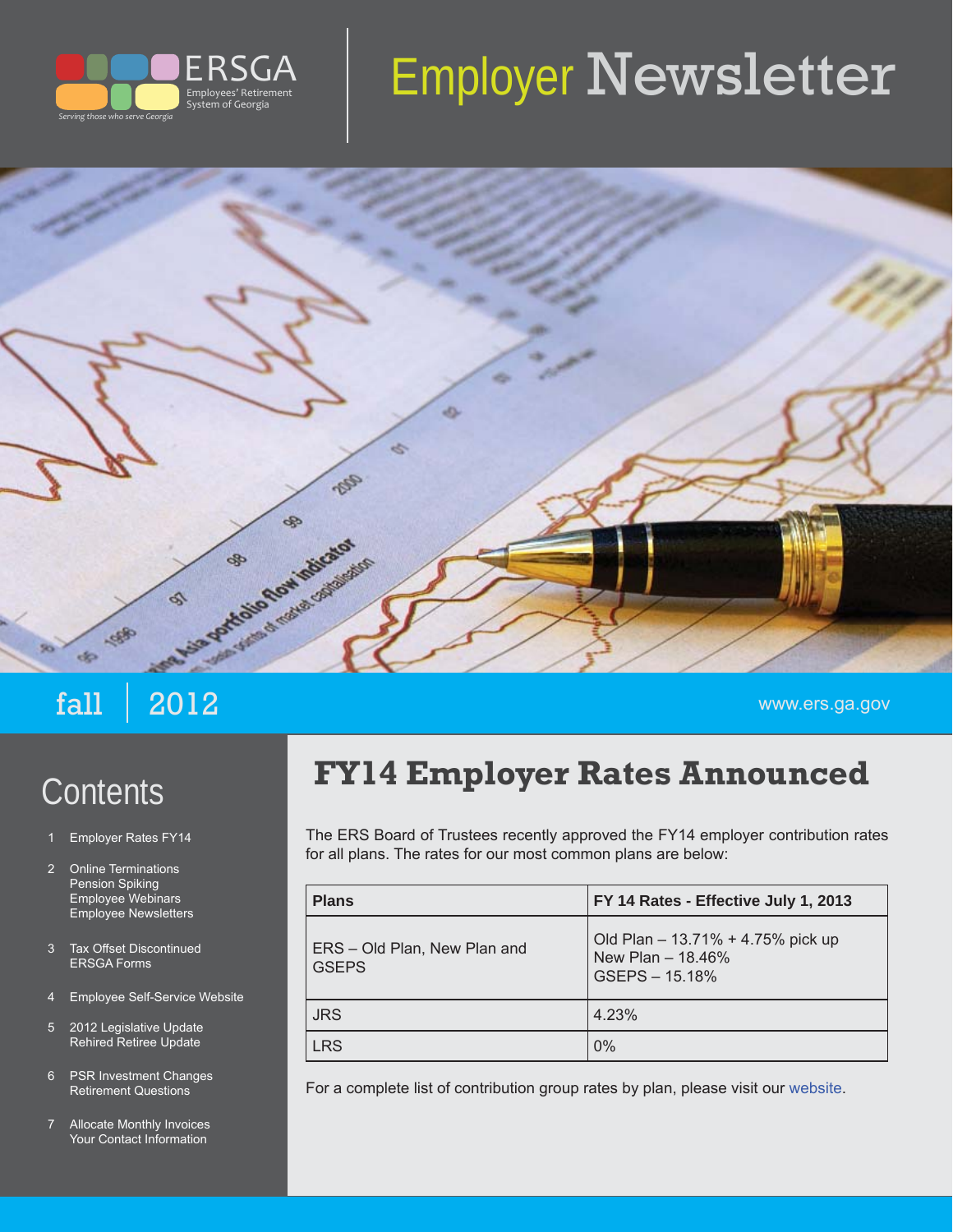ERSGA

Employees' Retirement System of Georgia

*Serving those who serve Georgia*

# Employer Newsletter

fall | 2012

www.ers.ga.gov

## Contents

1. Employer Rates FY14
2. Online Terminations
   Pension Spiking
   Employee Webinars
   Employee Newsletters
3. Tax Offset Discontinued
   ERSGA Forms
4. Employee Self-Service Website
5. 2012 Legislative Update
   Rehired Retiree Update
6. PSR Investment Changes
   Retirement Questions
7. Allocate Monthly Invoices
   Your Contact Information

# FY14 Employer Rates Announced

The ERS Board of Trustees recently approved the FY14 employer contribution rates for all plans. The rates for our most common plans are below:

| Plans | FY 14 Rates - Effective July 1, 2013 |
|---|---|
| ERS – Old Plan, New Plan and GSEPS | Old Plan – 13.71% + 4.75% pick up<br>New Plan – 18.46%<br>GSEPS – 15.18% |
| JRS | 4.23% |
| LRS | 0% |

For a complete list of contribution group rates by plan, please visit our website.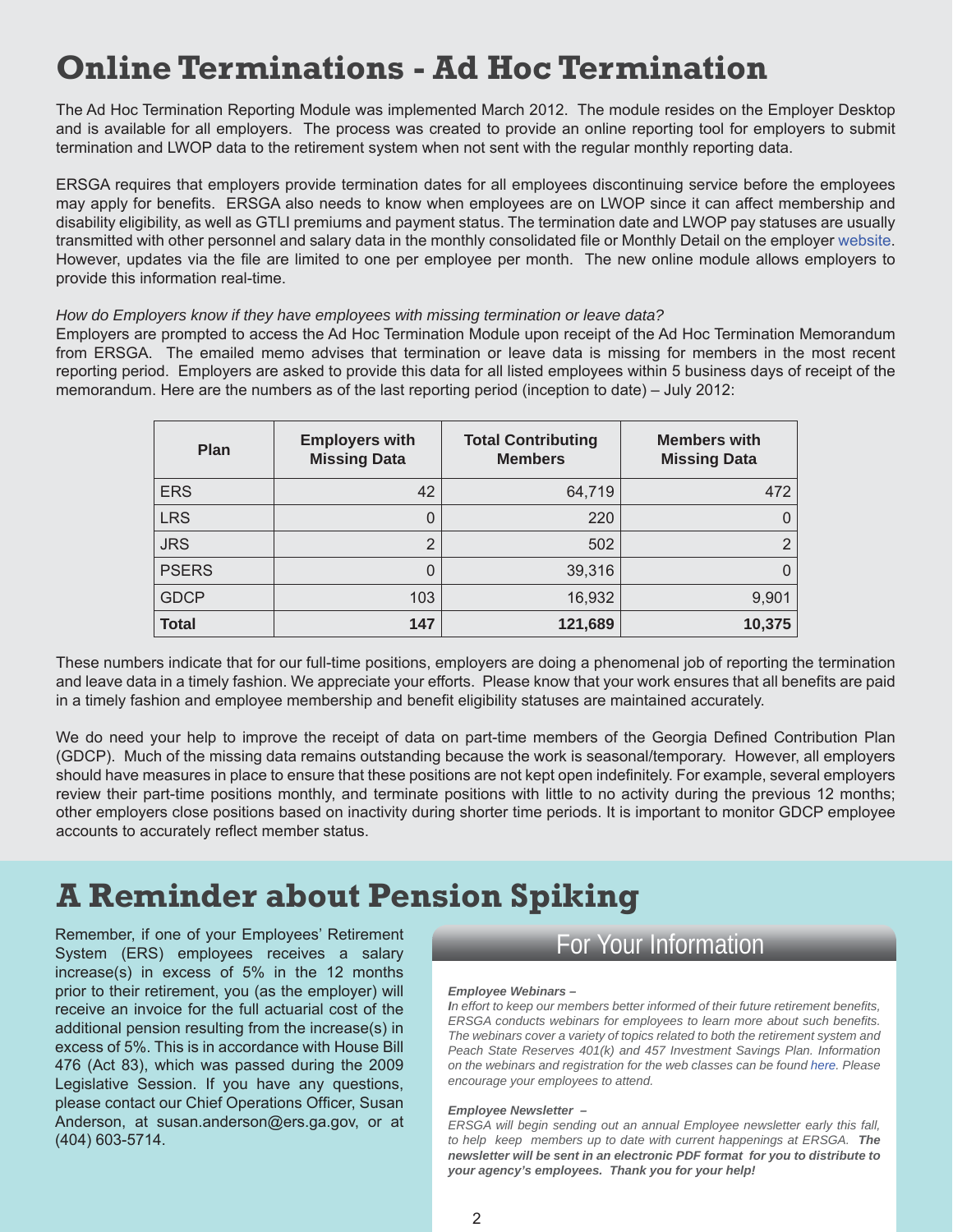# Online Terminations - Ad Hoc Termination

The Ad Hoc Termination Reporting Module was implemented March 2012. The module resides on the Employer Desktop and is available for all employers. The process was created to provide an online reporting tool for employers to submit termination and LWOP data to the retirement system when not sent with the regular monthly reporting data.

ERSGA requires that employers provide termination dates for all employees discontinuing service before the employees may apply for benefits. ERSGA also needs to know when employees are on LWOP since it can affect membership and disability eligibility, as well as GTLI premiums and payment status. The termination date and LWOP pay statuses are usually transmitted with other personnel and salary data in the monthly consolidated file or Monthly Detail on the employer website. However, updates via the file are limited to one per employee per month. The new online module allows employers to provide this information real-time.

*How do Employers know if they have employees with missing termination or leave data?*
Employers are prompted to access the Ad Hoc Termination Module upon receipt of the Ad Hoc Termination Memorandum from ERSGA. The emailed memo advises that termination or leave data is missing for members in the most recent reporting period. Employers are asked to provide this data for all listed employees within 5 business days of receipt of the memorandum. Here are the numbers as of the last reporting period (inception to date) – July 2012:

| Plan | Employers with Missing Data | Total Contributing Members | Members with Missing Data |
|---|---|---|---|
| ERS | 42 | 64,719 | 472 |
| LRS | 0 | 220 | 0 |
| JRS | 2 | 502 | 2 |
| PSERS | 0 | 39,316 | 0 |
| GDCP | 103 | 16,932 | 9,901 |
| **Total** | **147** | **121,689** | **10,375** |

These numbers indicate that for our full-time positions, employers are doing a phenomenal job of reporting the termination and leave data in a timely fashion. We appreciate your efforts. Please know that your work ensures that all benefits are paid in a timely fashion and employee membership and benefit eligibility statuses are maintained accurately.

We do need your help to improve the receipt of data on part-time members of the Georgia Defined Contribution Plan (GDCP). Much of the missing data remains outstanding because the work is seasonal/temporary. However, all employers should have measures in place to ensure that these positions are not kept open indefinitely. For example, several employers review their part-time positions monthly, and terminate positions with little to no activity during the previous 12 months; other employers close positions based on inactivity during shorter time periods. It is important to monitor GDCP employee accounts to accurately reflect member status.

# A Reminder about Pension Spiking

Remember, if one of your Employees' Retirement System (ERS) employees receives a salary increase(s) in excess of 5% in the 12 months prior to their retirement, you (as the employer) will receive an invoice for the full actuarial cost of the additional pension resulting from the increase(s) in excess of 5%. This is in accordance with House Bill 476 (Act 83), which was passed during the 2009 Legislative Session. If you have any questions, please contact our Chief Operations Officer, Susan Anderson, at susan.anderson@ers.ga.gov, or at (404) 603-5714.

## For Your Information

***Employee Webinars –***
*In effort to keep our members better informed of their future retirement benefits, ERSGA conducts webinars for employees to learn more about such benefits. The webinars cover a variety of topics related to both the retirement system and Peach State Reserves 401(k) and 457 Investment Savings Plan. Information on the webinars and registration for the web classes can be found here. Please encourage your employees to attend.*

***Employee Newsletter –***
*ERSGA will begin sending out an annual Employee newsletter early this fall, to help keep members up to date with current happenings at ERSGA.* ***The newsletter will be sent in an electronic PDF format for you to distribute to your agency's employees. Thank you for your help!***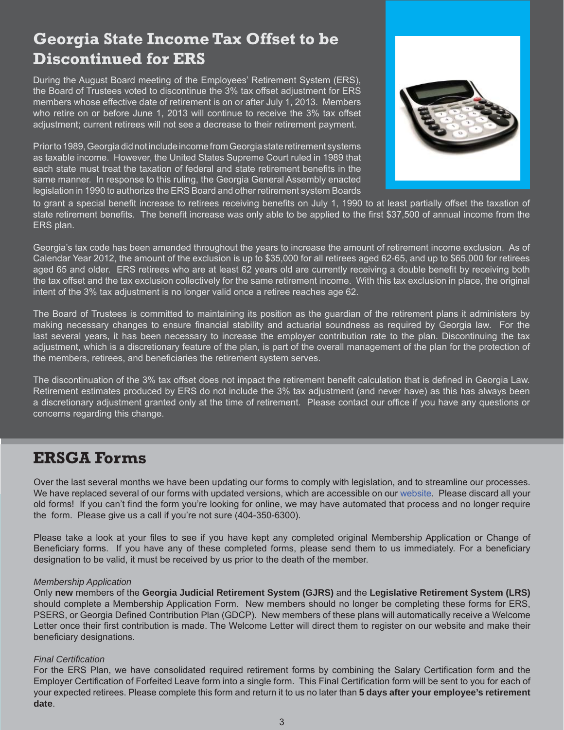## Georgia State Income Tax Offset to be Discontinued for ERS

During the August Board meeting of the Employees' Retirement System (ERS), the Board of Trustees voted to discontinue the 3% tax offset adjustment for ERS members whose effective date of retirement is on or after July 1, 2013. Members who retire on or before June 1, 2013 will continue to receive the 3% tax offset adjustment; current retirees will not see a decrease to their retirement payment.

Prior to 1989, Georgia did not include income from Georgia state retirement systems as taxable income. However, the United States Supreme Court ruled in 1989 that each state must treat the taxation of federal and state retirement benefits in the same manner. In response to this ruling, the Georgia General Assembly enacted legislation in 1990 to authorize the ERS Board and other retirement system Boards to grant a special benefit increase to retirees receiving benefits on July 1, 1990 to at least partially offset the taxation of state retirement benefits. The benefit increase was only able to be applied to the first $37,500 of annual income from the ERS plan.

Georgia's tax code has been amended throughout the years to increase the amount of retirement income exclusion. As of Calendar Year 2012, the amount of the exclusion is up to $35,000 for all retirees aged 62-65, and up to $65,000 for retirees aged 65 and older. ERS retirees who are at least 62 years old are currently receiving a double benefit by receiving both the tax offset and the tax exclusion collectively for the same retirement income. With this tax exclusion in place, the original intent of the 3% tax adjustment is no longer valid once a retiree reaches age 62.

The Board of Trustees is committed to maintaining its position as the guardian of the retirement plans it administers by making necessary changes to ensure financial stability and actuarial soundness as required by Georgia law. For the last several years, it has been necessary to increase the employer contribution rate to the plan. Discontinuing the tax adjustment, which is a discretionary feature of the plan, is part of the overall management of the plan for the protection of the members, retirees, and beneficiaries the retirement system serves.

The discontinuation of the 3% tax offset does not impact the retirement benefit calculation that is defined in Georgia Law. Retirement estimates produced by ERS do not include the 3% tax adjustment (and never have) as this has always been a discretionary adjustment granted only at the time of retirement. Please contact our office if you have any questions or concerns regarding this change.

## ERSGA Forms

Over the last several months we have been updating our forms to comply with legislation, and to streamline our processes. We have replaced several of our forms with updated versions, which are accessible on our website. Please discard all your old forms! If you can't find the form you're looking for online, we may have automated that process and no longer require the form. Please give us a call if you're not sure (404-350-6300).

Please take a look at your files to see if you have kept any completed original Membership Application or Change of Beneficiary forms. If you have any of these completed forms, please send them to us immediately. For a beneficiary designation to be valid, it must be received by us prior to the death of the member.

*Membership Application*

Only **new** members of the **Georgia Judicial Retirement System (GJRS)** and the **Legislative Retirement System (LRS)** should complete a Membership Application Form. New members should no longer be completing these forms for ERS, PSERS, or Georgia Defined Contribution Plan (GDCP). New members of these plans will automatically receive a Welcome Letter once their first contribution is made. The Welcome Letter will direct them to register on our website and make their beneficiary designations.

*Final Certification*

For the ERS Plan, we have consolidated required retirement forms by combining the Salary Certification form and the Employer Certification of Forfeited Leave form into a single form. This Final Certification form will be sent to you for each of your expected retirees. Please complete this form and return it to us no later than **5 days after your employee's retirement date**.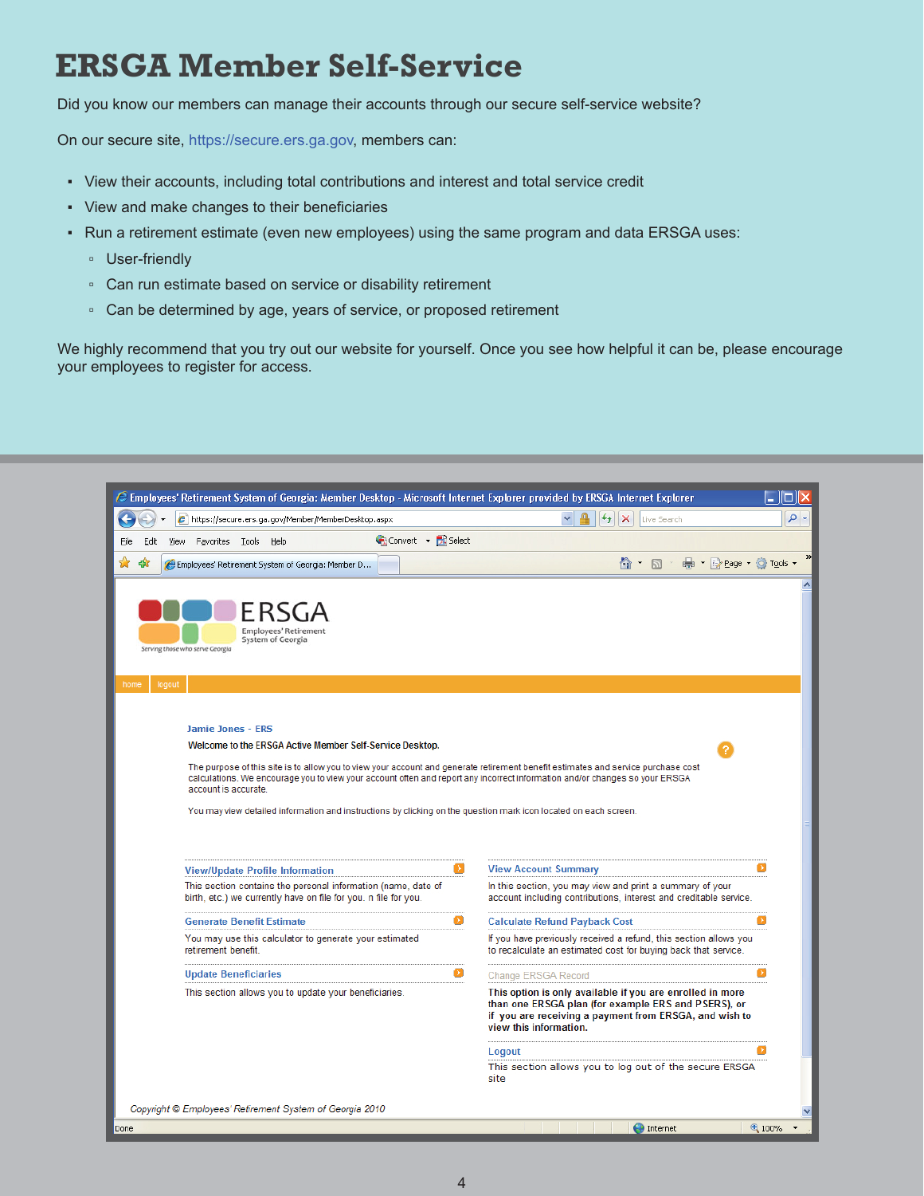# ERSGA Member Self-Service

Did you know our members can manage their accounts through our secure self-service website?

On our secure site, https://secure.ers.ga.gov, members can:

- View their accounts, including total contributions and interest and total service credit
- View and make changes to their beneficiaries
- Run a retirement estimate (even new employees) using the same program and data ERSGA uses:
  - User-friendly
  - Can run estimate based on service or disability retirement
  - Can be determined by age, years of service, or proposed retirement

We highly recommend that you try out our website for yourself. Once you see how helpful it can be, please encourage your employees to register for access.

---

Employees' Retirement System of Georgia: Member Desktop - Microsoft Internet Explorer provided by ERSGA Internet Explorer

https://secure.ers.ga.gov/Member/MemberDesktop.aspx

ERSGA
Employees' Retirement System of Georgia
Serving those who serve Georgia

home | logout

**Jamie Jones - ERS**

**Welcome to the ERSGA Active Member Self-Service Desktop.**

The purpose of this site is to allow you to view your account and generate retirement benefit estimates and service purchase cost calculations. We encourage you to view your account often and report any incorrect information and/or changes so your ERSGA account is accurate.

You may view detailed information and instructions by clicking on the question mark icon located on each screen.

**View/Update Profile Information**
This section contains the personal information (name, date of birth, etc.) we currently have on file for you. n file for you.

**Generate Benefit Estimate**
You may use this calculator to generate your estimated retirement benefit.

**Update Beneficiaries**
This section allows you to update your beneficiaries.

**View Account Summary**
In this section, you may view and print a summary of your account including contributions, interest and creditable service.

**Calculate Refund Payback Cost**
If you have previously received a refund, this section allows you to recalculate an estimated cost for buying back that service.

Change ERSGA Record
**This option is only available if you are enrolled in more than one ERSGA plan (for example ERS and PSERS), or if you are receiving a payment from ERSGA, and wish to view this information.**

**Logout**
This section allows you to log out of the secure ERSGA site

*Copyright © Employees' Retirement System of Georgia 2010*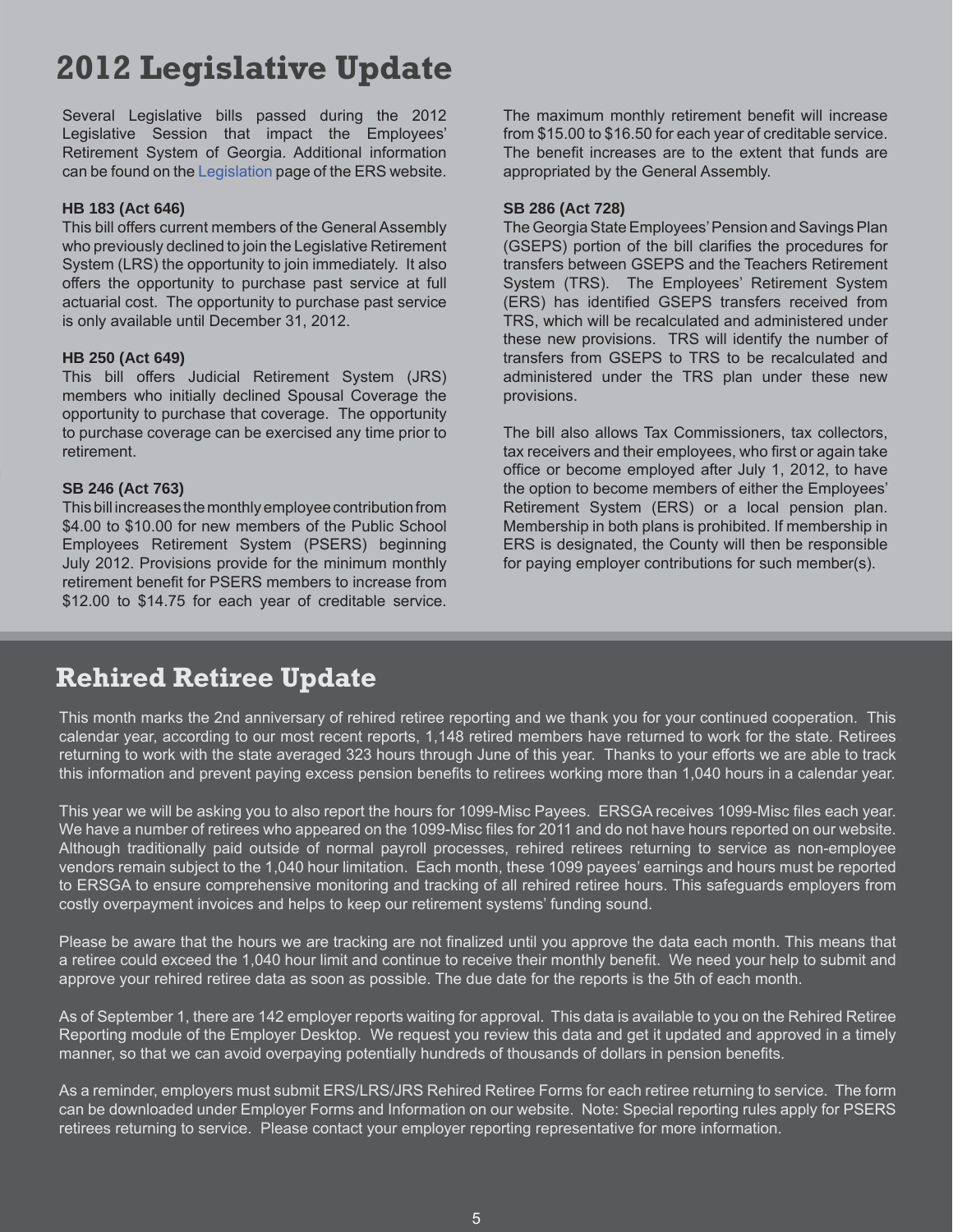# 2012 Legislative Update

Several Legislative bills passed during the 2012 Legislative Session that impact the Employees' Retirement System of Georgia. Additional information can be found on the Legislation page of the ERS website.

**HB 183 (Act 646)**
This bill offers current members of the General Assembly who previously declined to join the Legislative Retirement System (LRS) the opportunity to join immediately. It also offers the opportunity to purchase past service at full actuarial cost. The opportunity to purchase past service is only available until December 31, 2012.

**HB 250 (Act 649)**
This bill offers Judicial Retirement System (JRS) members who initially declined Spousal Coverage the opportunity to purchase that coverage. The opportunity to purchase coverage can be exercised any time prior to retirement.

**SB 246 (Act 763)**
This bill increases the monthly employee contribution from $4.00 to $10.00 for new members of the Public School Employees Retirement System (PSERS) beginning July 2012. Provisions provide for the minimum monthly retirement benefit for PSERS members to increase from $12.00 to $14.75 for each year of creditable service. The maximum monthly retirement benefit will increase from $15.00 to $16.50 for each year of creditable service. The benefit increases are to the extent that funds are appropriated by the General Assembly.

**SB 286 (Act 728)**
The Georgia State Employees' Pension and Savings Plan (GSEPS) portion of the bill clarifies the procedures for transfers between GSEPS and the Teachers Retirement System (TRS). The Employees' Retirement System (ERS) has identified GSEPS transfers received from TRS, which will be recalculated and administered under these new provisions. TRS will identify the number of transfers from GSEPS to TRS to be recalculated and administered under the TRS plan under these new provisions.

The bill also allows Tax Commissioners, tax collectors, tax receivers and their employees, who first or again take office or become employed after July 1, 2012, to have the option to become members of either the Employees' Retirement System (ERS) or a local pension plan. Membership in both plans is prohibited. If membership in ERS is designated, the County will then be responsible for paying employer contributions for such member(s).

# Rehired Retiree Update

This month marks the 2nd anniversary of rehired retiree reporting and we thank you for your continued cooperation. This calendar year, according to our most recent reports, 1,148 retired members have returned to work for the state. Retirees returning to work with the state averaged 323 hours through June of this year. Thanks to your efforts we are able to track this information and prevent paying excess pension benefits to retirees working more than 1,040 hours in a calendar year.

This year we will be asking you to also report the hours for 1099-Misc Payees. ERSGA receives 1099-Misc files each year. We have a number of retirees who appeared on the 1099-Misc files for 2011 and do not have hours reported on our website. Although traditionally paid outside of normal payroll processes, rehired retirees returning to service as non-employee vendors remain subject to the 1,040 hour limitation. Each month, these 1099 payees' earnings and hours must be reported to ERSGA to ensure comprehensive monitoring and tracking of all rehired retiree hours. This safeguards employers from costly overpayment invoices and helps to keep our retirement systems' funding sound.

Please be aware that the hours we are tracking are not finalized until you approve the data each month. This means that a retiree could exceed the 1,040 hour limit and continue to receive their monthly benefit. We need your help to submit and approve your rehired retiree data as soon as possible. The due date for the reports is the 5th of each month.

As of September 1, there are 142 employer reports waiting for approval. This data is available to you on the Rehired Retiree Reporting module of the Employer Desktop. We request you review this data and get it updated and approved in a timely manner, so that we can avoid overpaying potentially hundreds of thousands of dollars in pension benefits.

As a reminder, employers must submit ERS/LRS/JRS Rehired Retiree Forms for each retiree returning to service. The form can be downloaded under Employer Forms and Information on our website. Note: Special reporting rules apply for PSERS retirees returning to service. Please contact your employer reporting representative for more information.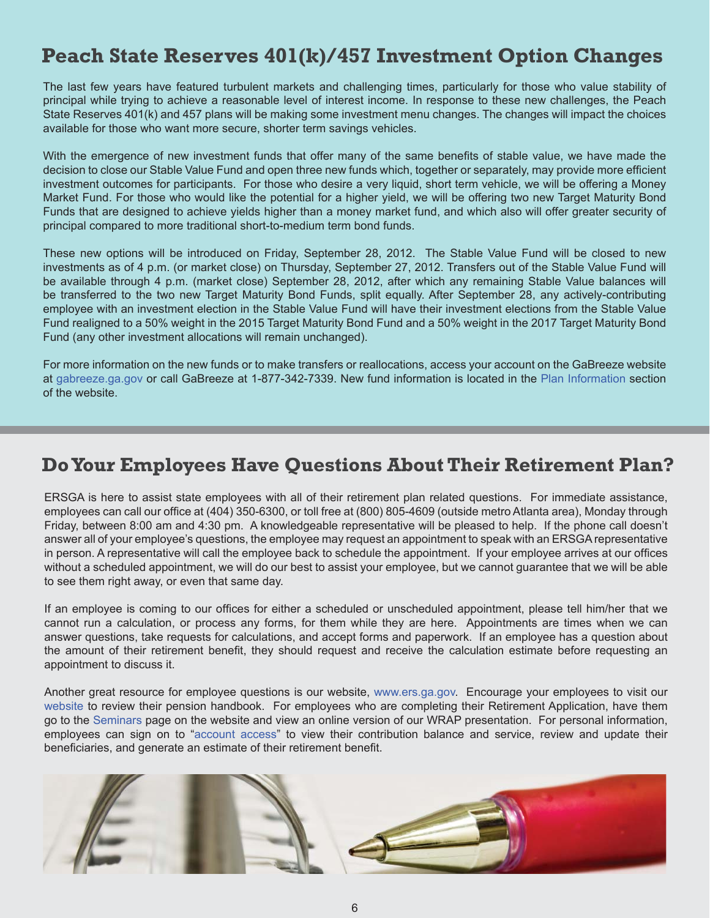## Peach State Reserves 401(k)/457 Investment Option Changes

The last few years have featured turbulent markets and challenging times, particularly for those who value stability of principal while trying to achieve a reasonable level of interest income. In response to these new challenges, the Peach State Reserves 401(k) and 457 plans will be making some investment menu changes. The changes will impact the choices available for those who want more secure, shorter term savings vehicles.

With the emergence of new investment funds that offer many of the same benefits of stable value, we have made the decision to close our Stable Value Fund and open three new funds which, together or separately, may provide more efficient investment outcomes for participants. For those who desire a very liquid, short term vehicle, we will be offering a Money Market Fund. For those who would like the potential for a higher yield, we will be offering two new Target Maturity Bond Funds that are designed to achieve yields higher than a money market fund, and which also will offer greater security of principal compared to more traditional short-to-medium term bond funds.

These new options will be introduced on Friday, September 28, 2012. The Stable Value Fund will be closed to new investments as of 4 p.m. (or market close) on Thursday, September 27, 2012. Transfers out of the Stable Value Fund will be available through 4 p.m. (market close) September 28, 2012, after which any remaining Stable Value balances will be transferred to the two new Target Maturity Bond Funds, split equally. After September 28, any actively-contributing employee with an investment election in the Stable Value Fund will have their investment elections from the Stable Value Fund realigned to a 50% weight in the 2015 Target Maturity Bond Fund and a 50% weight in the 2017 Target Maturity Bond Fund (any other investment allocations will remain unchanged).

For more information on the new funds or to make transfers or reallocations, access your account on the GaBreeze website at gabreeze.ga.gov or call GaBreeze at 1-877-342-7339. New fund information is located in the Plan Information section of the website.

## Do Your Employees Have Questions About Their Retirement Plan?

ERSGA is here to assist state employees with all of their retirement plan related questions. For immediate assistance, employees can call our office at (404) 350-6300, or toll free at (800) 805-4609 (outside metro Atlanta area), Monday through Friday, between 8:00 am and 4:30 pm. A knowledgeable representative will be pleased to help. If the phone call doesn't answer all of your employee's questions, the employee may request an appointment to speak with an ERSGA representative in person. A representative will call the employee back to schedule the appointment. If your employee arrives at our offices without a scheduled appointment, we will do our best to assist your employee, but we cannot guarantee that we will be able to see them right away, or even that same day.

If an employee is coming to our offices for either a scheduled or unscheduled appointment, please tell him/her that we cannot run a calculation, or process any forms, for them while they are here. Appointments are times when we can answer questions, take requests for calculations, and accept forms and paperwork. If an employee has a question about the amount of their retirement benefit, they should request and receive the calculation estimate before requesting an appointment to discuss it.

Another great resource for employee questions is our website, www.ers.ga.gov. Encourage your employees to visit our website to review their pension handbook. For employees who are completing their Retirement Application, have them go to the Seminars page on the website and view an online version of our WRAP presentation. For personal information, employees can sign on to "account access" to view their contribution balance and service, review and update their beneficiaries, and generate an estimate of their retirement benefit.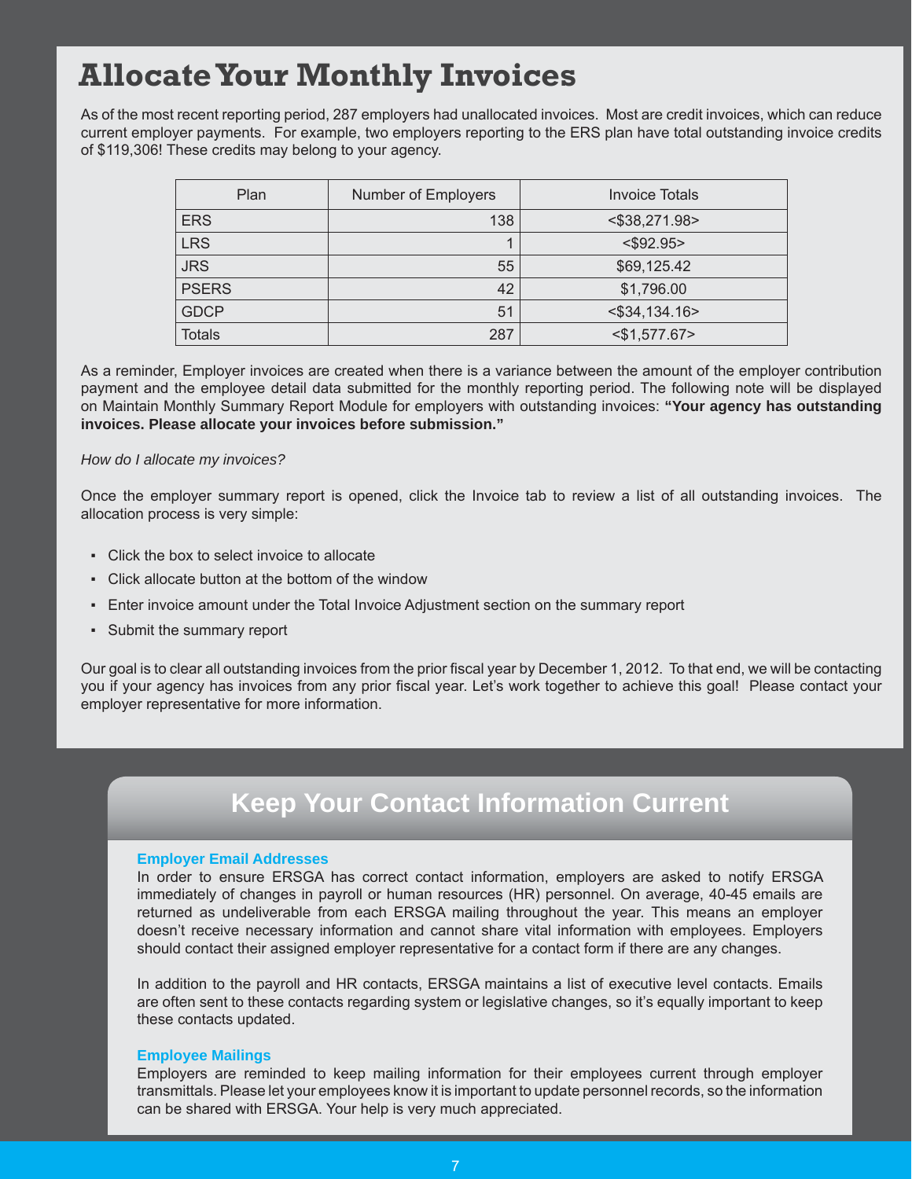# Allocate Your Monthly Invoices

As of the most recent reporting period, 287 employers had unallocated invoices. Most are credit invoices, which can reduce current employer payments. For example, two employers reporting to the ERS plan have total outstanding invoice credits of $119,306! These credits may belong to your agency.

| Plan | Number of Employers | Invoice Totals |
|---|---|---|
| ERS | 138 | <$38,271.98> |
| LRS | 1 | <$92.95> |
| JRS | 55 | $69,125.42 |
| PSERS | 42 | $1,796.00 |
| GDCP | 51 | <$34,134.16> |
| Totals | 287 | <$1,577.67> |

As a reminder, Employer invoices are created when there is a variance between the amount of the employer contribution payment and the employee detail data submitted for the monthly reporting period. The following note will be displayed on Maintain Monthly Summary Report Module for employers with outstanding invoices: **"Your agency has outstanding invoices. Please allocate your invoices before submission."**

*How do I allocate my invoices?*

Once the employer summary report is opened, click the Invoice tab to review a list of all outstanding invoices. The allocation process is very simple:

- Click the box to select invoice to allocate
- Click allocate button at the bottom of the window
- Enter invoice amount under the Total Invoice Adjustment section on the summary report
- Submit the summary report

Our goal is to clear all outstanding invoices from the prior fiscal year by December 1, 2012. To that end, we will be contacting you if your agency has invoices from any prior fiscal year. Let's work together to achieve this goal! Please contact your employer representative for more information.

## Keep Your Contact Information Current

### Employer Email Addresses

In order to ensure ERSGA has correct contact information, employers are asked to notify ERSGA immediately of changes in payroll or human resources (HR) personnel. On average, 40-45 emails are returned as undeliverable from each ERSGA mailing throughout the year. This means an employer doesn't receive necessary information and cannot share vital information with employees. Employers should contact their assigned employer representative for a contact form if there are any changes.

In addition to the payroll and HR contacts, ERSGA maintains a list of executive level contacts. Emails are often sent to these contacts regarding system or legislative changes, so it's equally important to keep these contacts updated.

### Employee Mailings

Employers are reminded to keep mailing information for their employees current through employer transmittals. Please let your employees know it is important to update personnel records, so the information can be shared with ERSGA. Your help is very much appreciated.